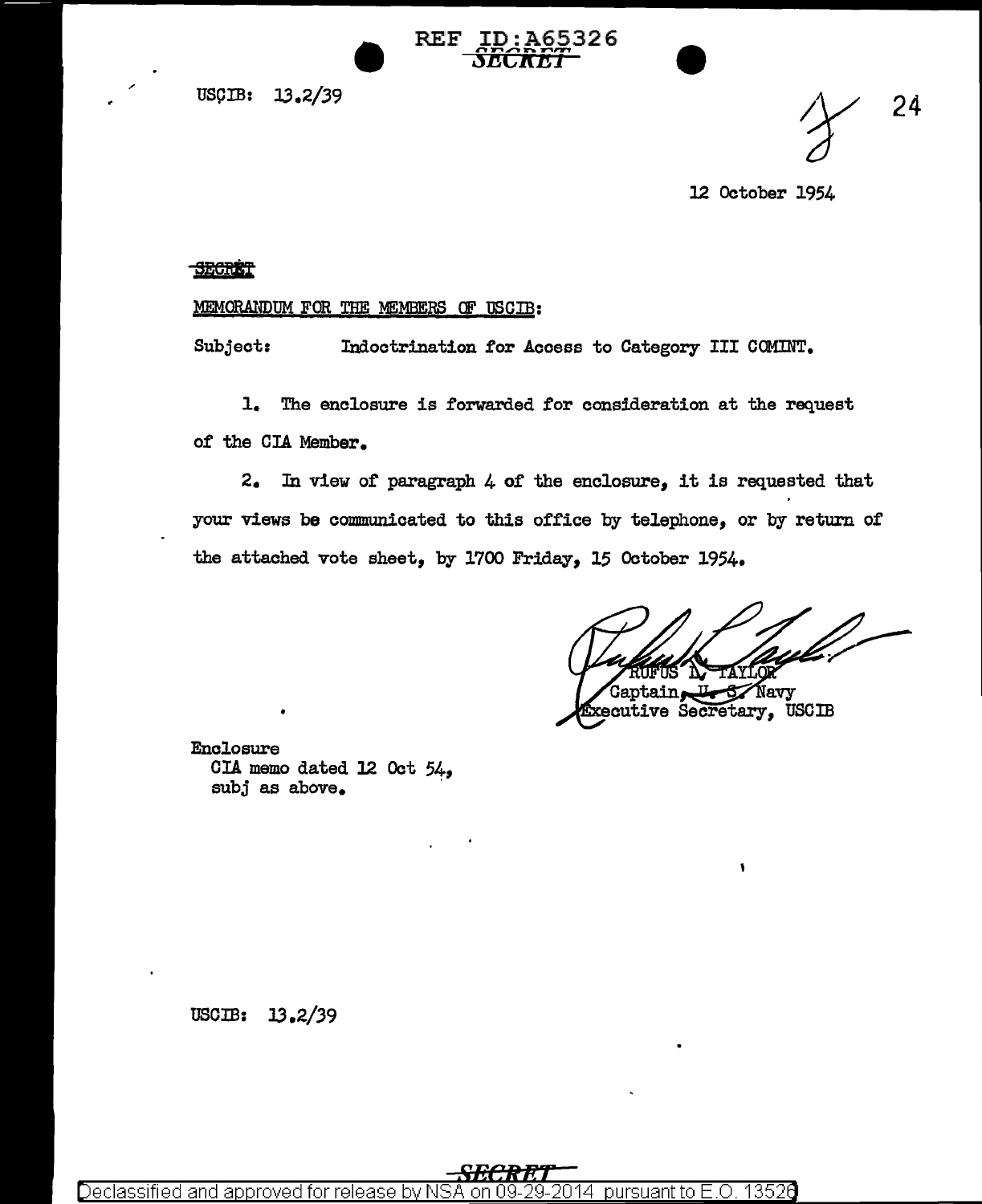REF ID:A65326

SECRET

USCIB: 13.2/39

24

12 October 1954

SECRET

MEMORANDUM FOR THE MEMBERS OF USCIB:

Subject: Indoctrination for Access to Category III COMINT.

1. The enclosure is forwarded for consideration at the request of the CIA Member.

2. In view of paragraph 4 of the enclosure, it is requested that your views be communicated to this office by telephone, or by return of the attached vote sheet, by 1700 Friday, 15 October 1954.

RUFUS L. TAYLOR
Captain, U. S. Navy
Executive Secretary, USCIB

Enclosure
CIA memo dated 12 Oct 54, subj as above.

USCIB: 13.2/39

SECRET

Declassified and approved for release by NSA on 09-29-2014 pursuant to E.O. 13526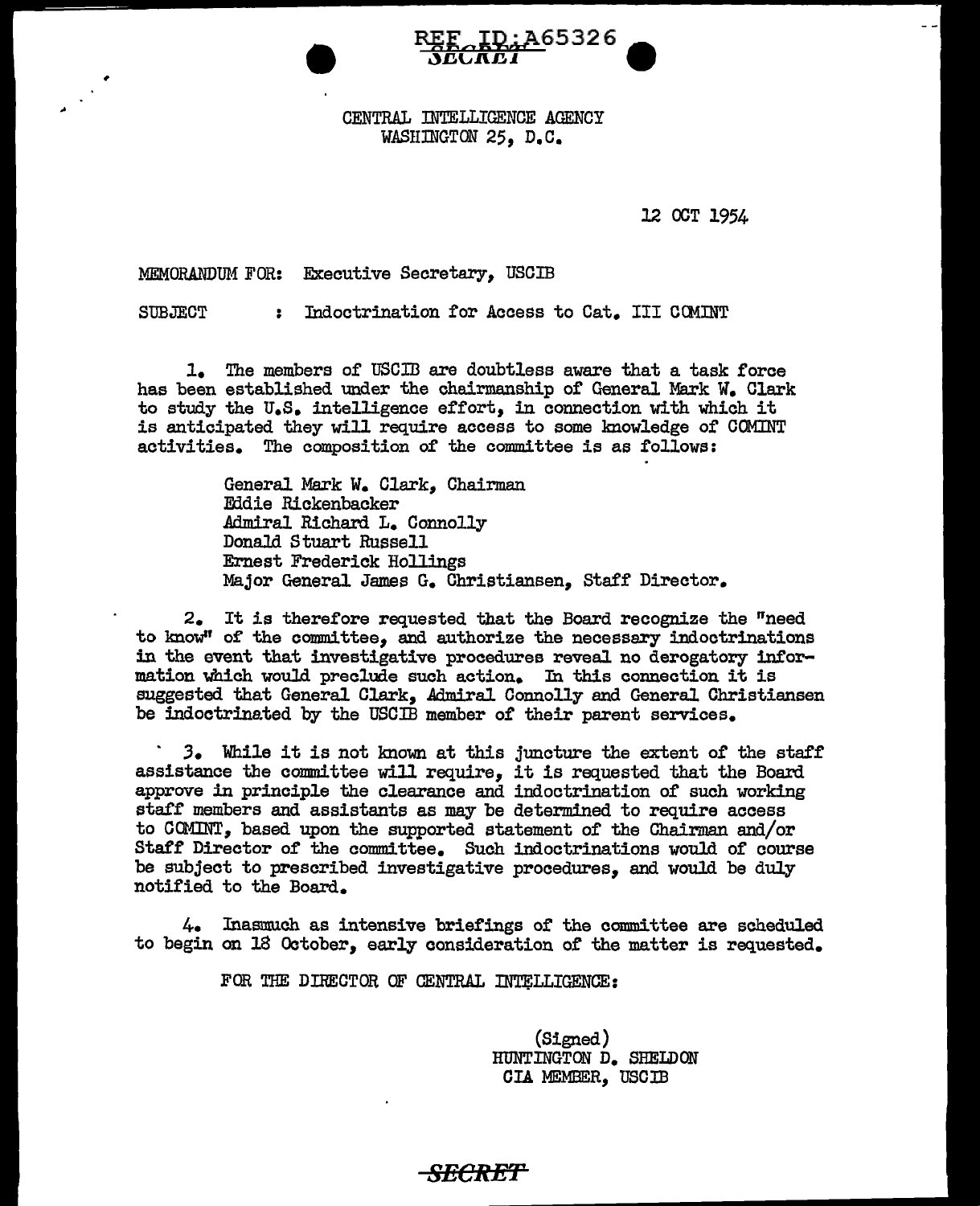REF ID:A65326

SECRET

CENTRAL INTELLIGENCE AGENCY
WASHINGTON 25, D.C.

12 OCT 1954

MEMORANDUM FOR: Executive Secretary, USCIB

SUBJECT : Indoctrination for Access to Cat. III COMINT

1. The members of USCIB are doubtless aware that a task force has been established under the chairmanship of General Mark W. Clark to study the U.S. intelligence effort, in connection with which it is anticipated they will require access to some knowledge of COMINT activities. The composition of the committee is as follows:

General Mark W. Clark, Chairman
Eddie Rickenbacker
Admiral Richard L. Connolly
Donald Stuart Russell
Ernest Frederick Hollings
Major General James G. Christiansen, Staff Director.

2. It is therefore requested that the Board recognize the "need to know" of the committee, and authorize the necessary indoctrinations in the event that investigative procedures reveal no derogatory information which would preclude such action. In this connection it is suggested that General Clark, Admiral Connolly and General Christiansen be indoctrinated by the USCIB member of their parent services.

3. While it is not known at this juncture the extent of the staff assistance the committee will require, it is requested that the Board approve in principle the clearance and indoctrination of such working staff members and assistants as may be determined to require access to COMINT, based upon the supported statement of the Chairman and/or Staff Director of the committee. Such indoctrinations would of course be subject to prescribed investigative procedures, and would be duly notified to the Board.

4. Inasmuch as intensive briefings of the committee are scheduled to begin on 18 October, early consideration of the matter is requested.

FOR THE DIRECTOR OF CENTRAL INTELLIGENCE:

(Signed)
HUNTINGTON D. SHELDON
CIA MEMBER, USCIB

SECRET